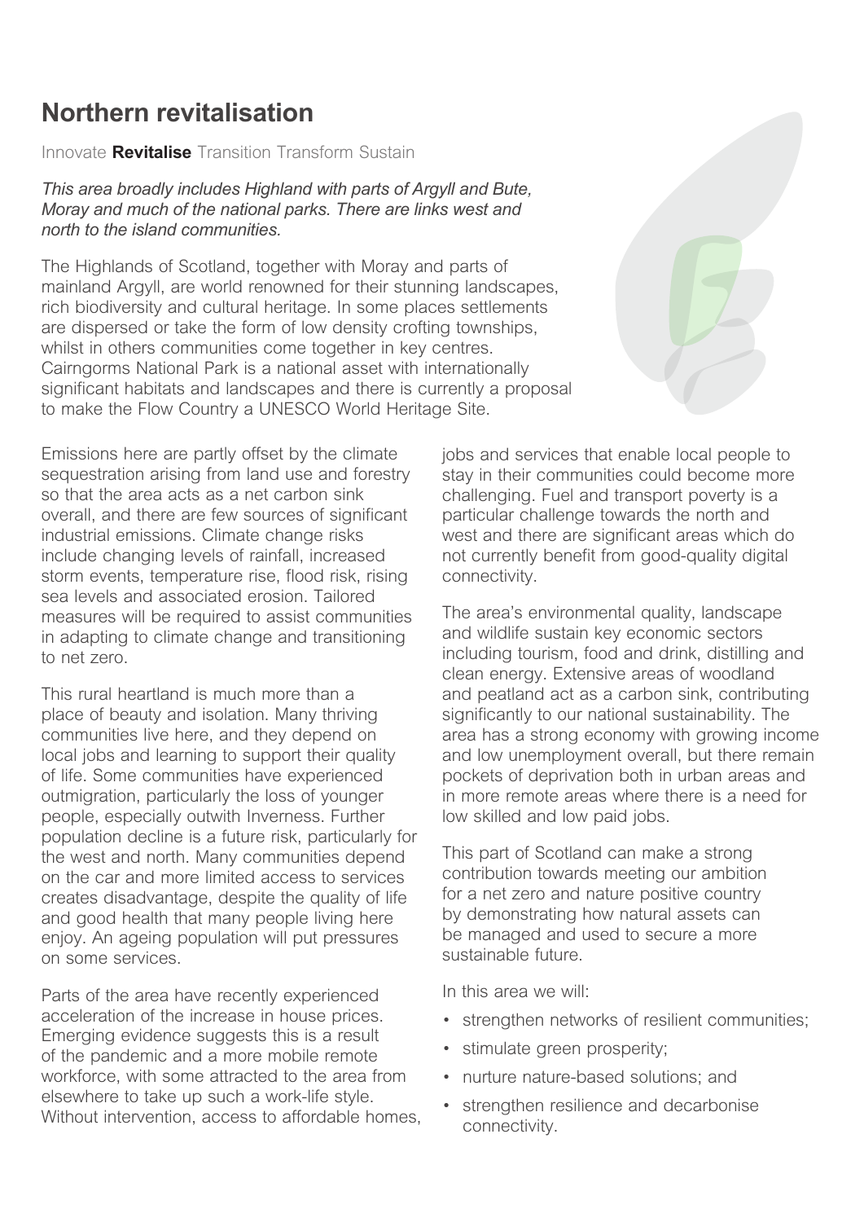# Northern revitalisation

Innovate **Revitalise** Transition Transform Sustain

*This area broadly includes Highland with parts of Argyll and Bute, Moray and much of the national parks. There are links west and north to the island communities.*

The Highlands of Scotland, together with Moray and parts of mainland Argyll, are world renowned for their stunning landscapes, rich biodiversity and cultural heritage. In some places settlements are dispersed or take the form of low density crofting townships, whilst in others communities come together in key centres. Cairngorms National Park is a national asset with internationally significant habitats and landscapes and there is currently a proposal to make the Flow Country a UNESCO World Heritage Site.

Emissions here are partly offset by the climate sequestration arising from land use and forestry so that the area acts as a net carbon sink overall, and there are few sources of significant industrial emissions. Climate change risks include changing levels of rainfall, increased storm events, temperature rise, flood risk, rising sea levels and associated erosion. Tailored measures will be required to assist communities in adapting to climate change and transitioning to net zero.

This rural heartland is much more than a place of beauty and isolation. Many thriving communities live here, and they depend on local jobs and learning to support their quality of life. Some communities have experienced outmigration, particularly the loss of younger people, especially outwith Inverness. Further population decline is a future risk, particularly for the west and north. Many communities depend on the car and more limited access to services creates disadvantage, despite the quality of life and good health that many people living here enjoy. An ageing population will put pressures on some services.

Parts of the area have recently experienced acceleration of the increase in house prices. Emerging evidence suggests this is a result of the pandemic and a more mobile remote workforce, with some attracted to the area from elsewhere to take up such a work-life style. Without intervention, access to affordable homes, jobs and services that enable local people to stay in their communities could become more challenging. Fuel and transport poverty is a particular challenge towards the north and west and there are significant areas which do not currently benefit from good-quality digital connectivity.

The area's environmental quality, landscape and wildlife sustain key economic sectors including tourism, food and drink, distilling and clean energy. Extensive areas of woodland and peatland act as a carbon sink, contributing significantly to our national sustainability. The area has a strong economy with growing income and low unemployment overall, but there remain pockets of deprivation both in urban areas and in more remote areas where there is a need for low skilled and low paid jobs.

This part of Scotland can make a strong contribution towards meeting our ambition for a net zero and nature positive country by demonstrating how natural assets can be managed and used to secure a more sustainable future.

In this area we will:

- strengthen networks of resilient communities;
- stimulate green prosperity;
- nurture nature-based solutions; and
- strengthen resilience and decarbonise connectivity.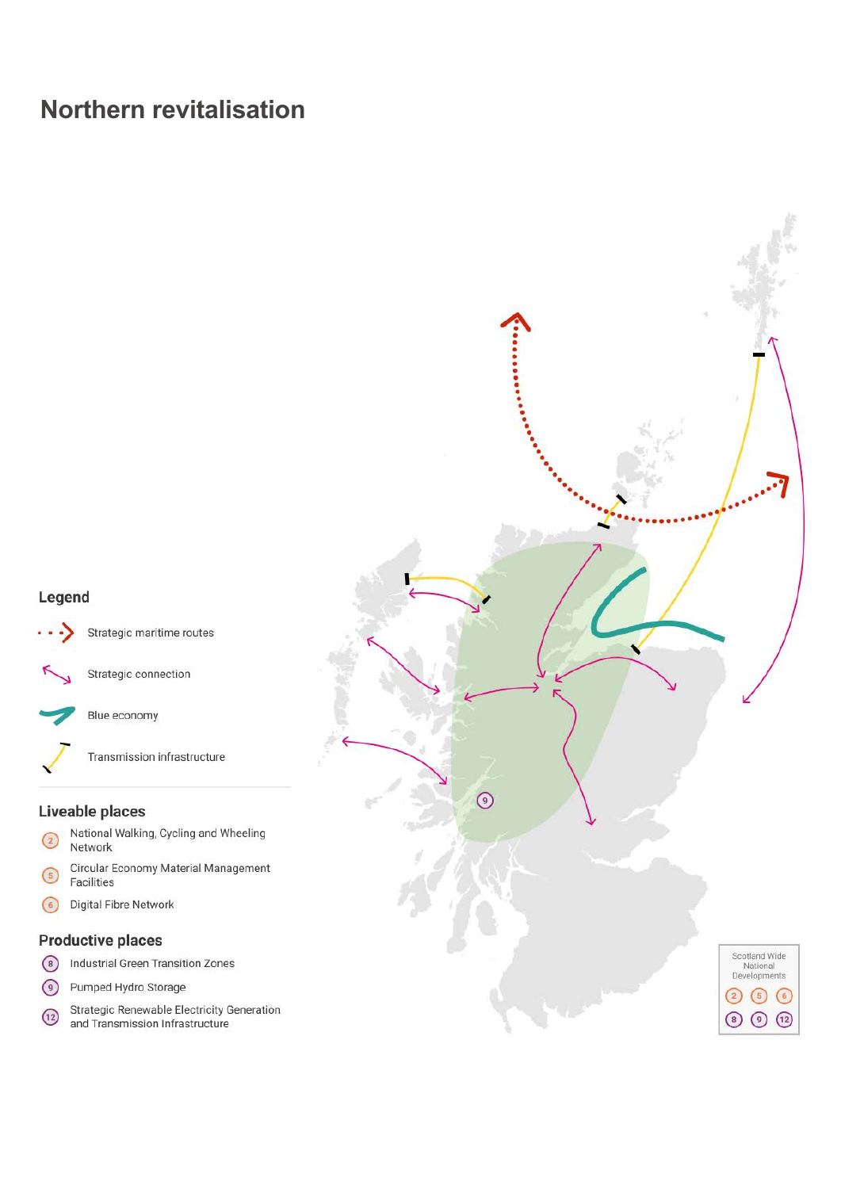# Northern revitalisation

## Legend

- Strategic maritime routes
- Strategic connection
- Blue economy
- Transmission infrastructure

## Liveable places

- 2 National Walking, Cycling and Wheeling Network
- 5 Circular Economy Material Management Facilities
- 6 Digital Fibre Network

## Productive places

- 8 Industrial Green Transition Zones
- 9 Pumped Hydro Storage
- 12 Strategic Renewable Electricity Generation and Transmission Infrastructure

Scotland Wide National Developments

2 5 6 8 9 12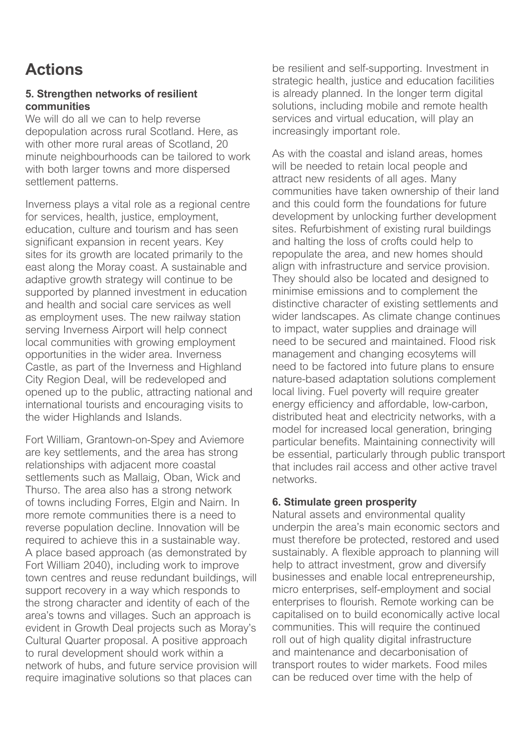# Actions

### 5. Strengthen networks of resilient communities

We will do all we can to help reverse depopulation across rural Scotland. Here, as with other more rural areas of Scotland, 20 minute neighbourhoods can be tailored to work with both larger towns and more dispersed settlement patterns.

Inverness plays a vital role as a regional centre for services, health, justice, employment, education, culture and tourism and has seen significant expansion in recent years. Key sites for its growth are located primarily to the east along the Moray coast. A sustainable and adaptive growth strategy will continue to be supported by planned investment in education and health and social care services as well as employment uses. The new railway station serving Inverness Airport will help connect local communities with growing employment opportunities in the wider area. Inverness Castle, as part of the Inverness and Highland City Region Deal, will be redeveloped and opened up to the public, attracting national and international tourists and encouraging visits to the wider Highlands and Islands.

Fort William, Grantown-on-Spey and Aviemore are key settlements, and the area has strong relationships with adjacent more coastal settlements such as Mallaig, Oban, Wick and Thurso. The area also has a strong network of towns including Forres, Elgin and Nairn. In more remote communities there is a need to reverse population decline. Innovation will be required to achieve this in a sustainable way. A place based approach (as demonstrated by Fort William 2040), including work to improve town centres and reuse redundant buildings, will support recovery in a way which responds to the strong character and identity of each of the area's towns and villages. Such an approach is evident in Growth Deal projects such as Moray's Cultural Quarter proposal. A positive approach to rural development should work within a network of hubs, and future service provision will require imaginative solutions so that places can be resilient and self-supporting. Investment in strategic health, justice and education facilities is already planned. In the longer term digital solutions, including mobile and remote health services and virtual education, will play an increasingly important role.

As with the coastal and island areas, homes will be needed to retain local people and attract new residents of all ages. Many communities have taken ownership of their land and this could form the foundations for future development by unlocking further development sites. Refurbishment of existing rural buildings and halting the loss of crofts could help to repopulate the area, and new homes should align with infrastructure and service provision. They should also be located and designed to minimise emissions and to complement the distinctive character of existing settlements and wider landscapes. As climate change continues to impact, water supplies and drainage will need to be secured and maintained. Flood risk management and changing ecosytems will need to be factored into future plans to ensure nature-based adaptation solutions complement local living. Fuel poverty will require greater energy efficiency and affordable, low-carbon, distributed heat and electricity networks, with a model for increased local generation, bringing particular benefits. Maintaining connectivity will be essential, particularly through public transport that includes rail access and other active travel networks.

### 6. Stimulate green prosperity

Natural assets and environmental quality underpin the area's main economic sectors and must therefore be protected, restored and used sustainably. A flexible approach to planning will help to attract investment, grow and diversify businesses and enable local entrepreneurship, micro enterprises, self-employment and social enterprises to flourish. Remote working can be capitalised on to build economically active local communities. This will require the continued roll out of high quality digital infrastructure and maintenance and decarbonisation of transport routes to wider markets. Food miles can be reduced over time with the help of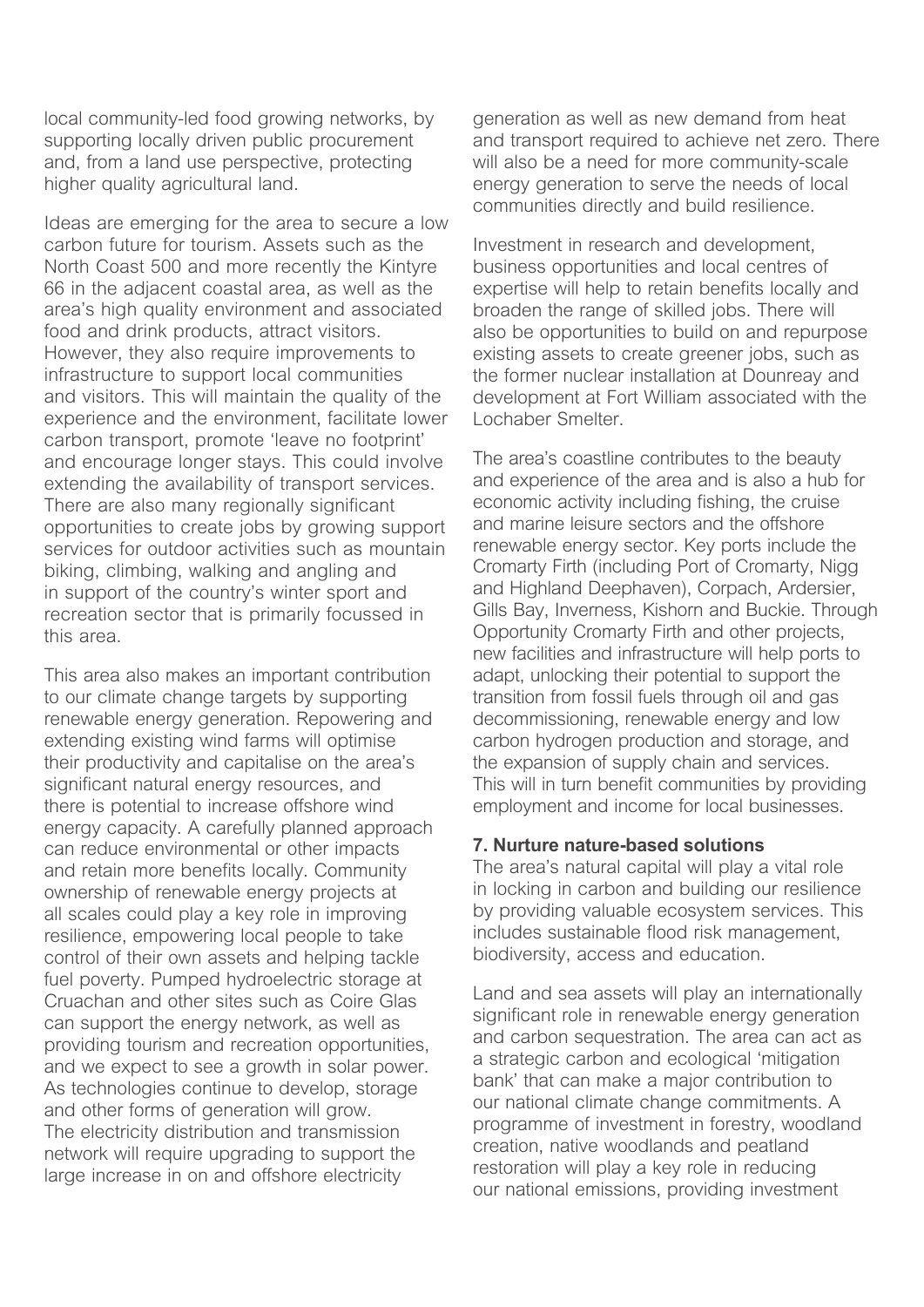local community-led food growing networks, by supporting locally driven public procurement and, from a land use perspective, protecting higher quality agricultural land.

Ideas are emerging for the area to secure a low carbon future for tourism. Assets such as the North Coast 500 and more recently the Kintyre 66 in the adjacent coastal area, as well as the area's high quality environment and associated food and drink products, attract visitors. However, they also require improvements to infrastructure to support local communities and visitors. This will maintain the quality of the experience and the environment, facilitate lower carbon transport, promote 'leave no footprint' and encourage longer stays. This could involve extending the availability of transport services. There are also many regionally significant opportunities to create jobs by growing support services for outdoor activities such as mountain biking, climbing, walking and angling and in support of the country's winter sport and recreation sector that is primarily focussed in this area.

This area also makes an important contribution to our climate change targets by supporting renewable energy generation. Repowering and extending existing wind farms will optimise their productivity and capitalise on the area's significant natural energy resources, and there is potential to increase offshore wind energy capacity. A carefully planned approach can reduce environmental or other impacts and retain more benefits locally. Community ownership of renewable energy projects at all scales could play a key role in improving resilience, empowering local people to take control of their own assets and helping tackle fuel poverty. Pumped hydroelectric storage at Cruachan and other sites such as Coire Glas can support the energy network, as well as providing tourism and recreation opportunities, and we expect to see a growth in solar power. As technologies continue to develop, storage and other forms of generation will grow. The electricity distribution and transmission network will require upgrading to support the large increase in on and offshore electricity generation as well as new demand from heat and transport required to achieve net zero. There will also be a need for more community-scale energy generation to serve the needs of local communities directly and build resilience.

Investment in research and development, business opportunities and local centres of expertise will help to retain benefits locally and broaden the range of skilled jobs. There will also be opportunities to build on and repurpose existing assets to create greener jobs, such as the former nuclear installation at Dounreay and development at Fort William associated with the Lochaber Smelter.

The area's coastline contributes to the beauty and experience of the area and is also a hub for economic activity including fishing, the cruise and marine leisure sectors and the offshore renewable energy sector. Key ports include the Cromarty Firth (including Port of Cromarty, Nigg and Highland Deephaven), Corpach, Ardersier, Gills Bay, Inverness, Kishorn and Buckie. Through Opportunity Cromarty Firth and other projects, new facilities and infrastructure will help ports to adapt, unlocking their potential to support the transition from fossil fuels through oil and gas decommissioning, renewable energy and low carbon hydrogen production and storage, and the expansion of supply chain and services. This will in turn benefit communities by providing employment and income for local businesses.

**7. Nurture nature-based solutions**

The area's natural capital will play a vital role in locking in carbon and building our resilience by providing valuable ecosystem services. This includes sustainable flood risk management, biodiversity, access and education.

Land and sea assets will play an internationally significant role in renewable energy generation and carbon sequestration. The area can act as a strategic carbon and ecological 'mitigation bank' that can make a major contribution to our national climate change commitments. A programme of investment in forestry, woodland creation, native woodlands and peatland restoration will play a key role in reducing our national emissions, providing investment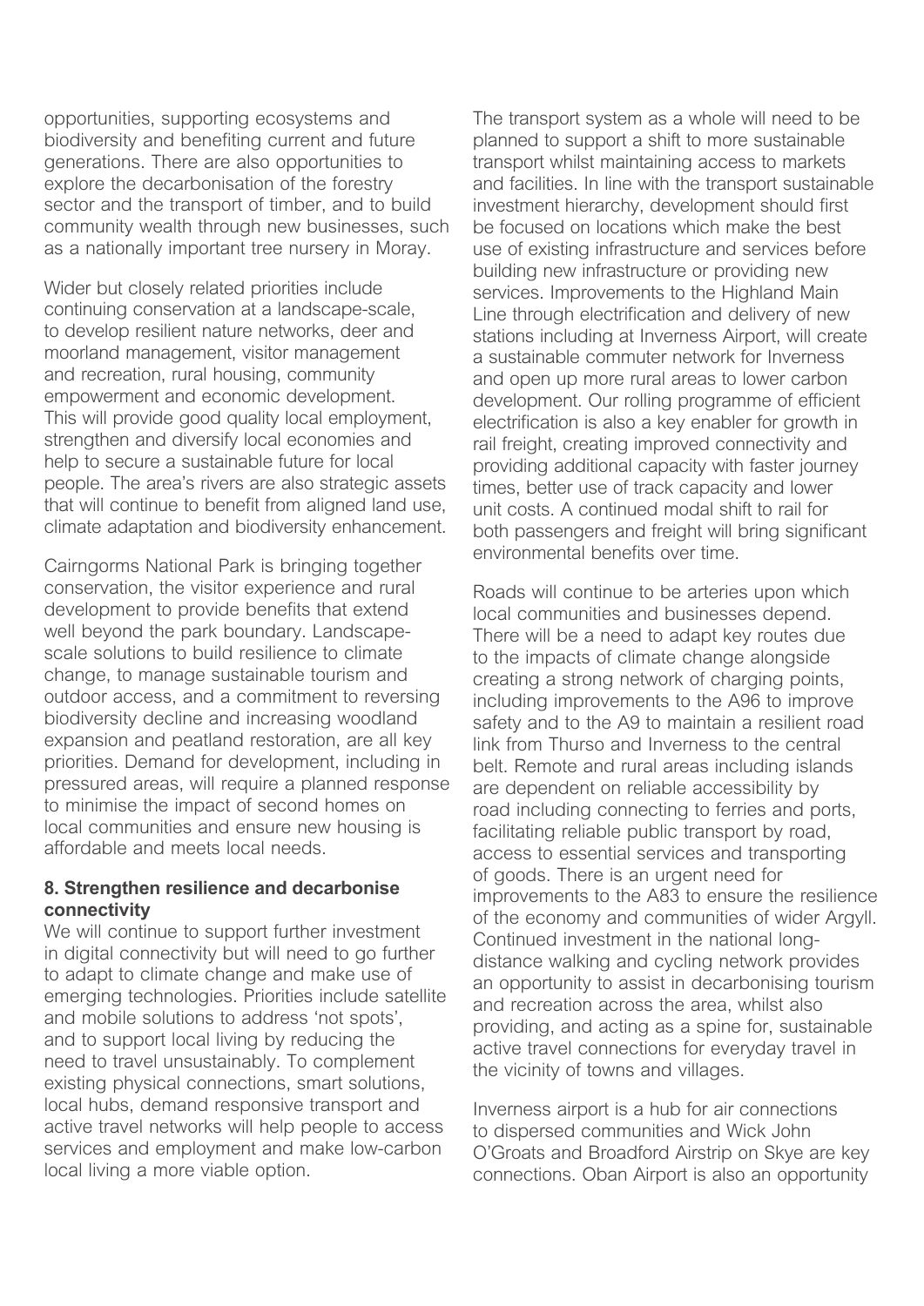opportunities, supporting ecosystems and biodiversity and benefiting current and future generations. There are also opportunities to explore the decarbonisation of the forestry sector and the transport of timber, and to build community wealth through new businesses, such as a nationally important tree nursery in Moray.

Wider but closely related priorities include continuing conservation at a landscape-scale, to develop resilient nature networks, deer and moorland management, visitor management and recreation, rural housing, community empowerment and economic development. This will provide good quality local employment, strengthen and diversify local economies and help to secure a sustainable future for local people. The area's rivers are also strategic assets that will continue to benefit from aligned land use, climate adaptation and biodiversity enhancement.

Cairngorms National Park is bringing together conservation, the visitor experience and rural development to provide benefits that extend well beyond the park boundary. Landscape-scale solutions to build resilience to climate change, to manage sustainable tourism and outdoor access, and a commitment to reversing biodiversity decline and increasing woodland expansion and peatland restoration, are all key priorities. Demand for development, including in pressured areas, will require a planned response to minimise the impact of second homes on local communities and ensure new housing is affordable and meets local needs.

**8. Strengthen resilience and decarbonise connectivity**

We will continue to support further investment in digital connectivity but will need to go further to adapt to climate change and make use of emerging technologies. Priorities include satellite and mobile solutions to address 'not spots', and to support local living by reducing the need to travel unsustainably. To complement existing physical connections, smart solutions, local hubs, demand responsive transport and active travel networks will help people to access services and employment and make low-carbon local living a more viable option.

The transport system as a whole will need to be planned to support a shift to more sustainable transport whilst maintaining access to markets and facilities. In line with the transport sustainable investment hierarchy, development should first be focused on locations which make the best use of existing infrastructure and services before building new infrastructure or providing new services. Improvements to the Highland Main Line through electrification and delivery of new stations including at Inverness Airport, will create a sustainable commuter network for Inverness and open up more rural areas to lower carbon development. Our rolling programme of efficient electrification is also a key enabler for growth in rail freight, creating improved connectivity and providing additional capacity with faster journey times, better use of track capacity and lower unit costs. A continued modal shift to rail for both passengers and freight will bring significant environmental benefits over time.

Roads will continue to be arteries upon which local communities and businesses depend. There will be a need to adapt key routes due to the impacts of climate change alongside creating a strong network of charging points, including improvements to the A96 to improve safety and to the A9 to maintain a resilient road link from Thurso and Inverness to the central belt. Remote and rural areas including islands are dependent on reliable accessibility by road including connecting to ferries and ports, facilitating reliable public transport by road, access to essential services and transporting of goods. There is an urgent need for improvements to the A83 to ensure the resilience of the economy and communities of wider Argyll. Continued investment in the national long-distance walking and cycling network provides an opportunity to assist in decarbonising tourism and recreation across the area, whilst also providing, and acting as a spine for, sustainable active travel connections for everyday travel in the vicinity of towns and villages.

Inverness airport is a hub for air connections to dispersed communities and Wick John O'Groats and Broadford Airstrip on Skye are key connections. Oban Airport is also an opportunity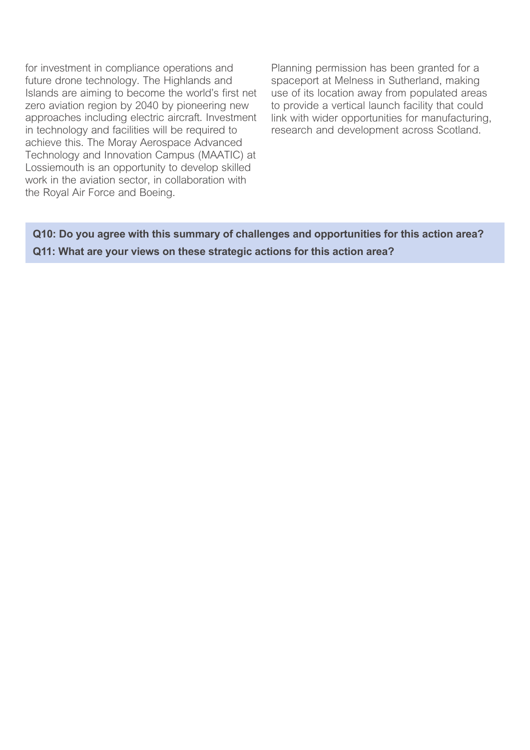for investment in compliance operations and future drone technology. The Highlands and Islands are aiming to become the world's first net zero aviation region by 2040 by pioneering new approaches including electric aircraft. Investment in technology and facilities will be required to achieve this. The Moray Aerospace Advanced Technology and Innovation Campus (MAATIC) at Lossiemouth is an opportunity to develop skilled work in the aviation sector, in collaboration with the Royal Air Force and Boeing.

Planning permission has been granted for a spaceport at Melness in Sutherland, making use of its location away from populated areas to provide a vertical launch facility that could link with wider opportunities for manufacturing, research and development across Scotland.

**Q10: Do you agree with this summary of challenges and opportunities for this action area?**

**Q11: What are your views on these strategic actions for this action area?**